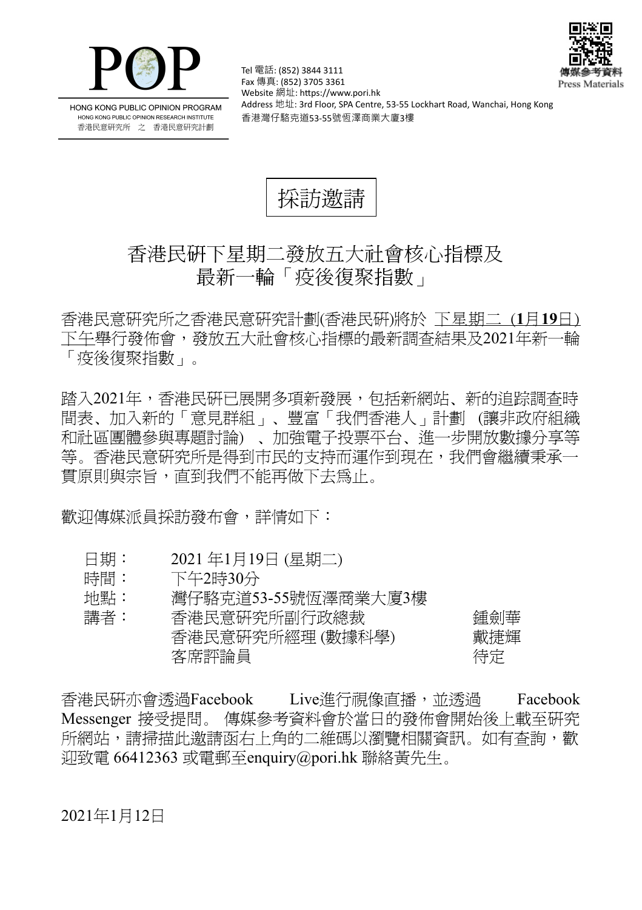POP

HONG KONG PUBLIC OPINION PROGRAM
HONG KONG PUBLIC OPINION RESEARCH INSTITUTE
香港民意研究所 之 香港民意研究計劃

Tel 電話: (852) 3844 3111
Fax 傳真: (852) 3705 3361
Website 網址: https://www.pori.hk
Address 地址: 3rd Floor, SPA Centre, 53-55 Lockhart Road, Wanchai, Hong Kong
香港灣仔駱克道53-55號恆澤商業大廈3樓

傳媒參考資料
Press Materials

# 採訪邀請

## 香港民研下星期二發放五大社會核心指標及最新一輪「疫後復聚指數」

香港民意研究所之香港民意研究計劃(香港民研)將於 下星期二 (**1**月**19**日) 下午舉行發佈會，發放五大社會核心指標的最新調查結果及2021年新一輪「疫後復聚指數」。

踏入2021年，香港民研已展開多項新發展，包括新網站、新的追踪調查時間表、加入新的「意見群組」、豐富「我們香港人」計劃 (讓非政府組織和社區團體參與專題討論) 、加強電子投票平台、進一步開放數據分享等等。香港民意研究所是得到市民的支持而運作到現在，我們會繼續秉承一貫原則與宗旨，直到我們不能再做下去為止。

歡迎傳媒派員採訪發布會，詳情如下：

| | | |
|---|---|---|
| 日期： | 2021 年1月19日 (星期二) | |
| 時間： | 下午2時30分 | |
| 地點： | 灣仔駱克道53-55號恆澤商業大廈3樓 | |
| 講者： | 香港民意研究所副行政總裁 | 鍾劍華 |
| | 香港民意研究所經理 (數據科學) | 戴捷輝 |
| | 客席評論員 | 待定 |

香港民研亦會透過Facebook Live進行視像直播，並透過 Facebook Messenger 接受提問。 傳媒參考資料會於當日的發佈會開始後上載至研究所網站，請掃描此邀請函右上角的二維碼以瀏覽相關資訊。如有查詢，歡迎致電 66412363 或電郵至enquiry@pori.hk 聯絡黃先生。

2021年1月12日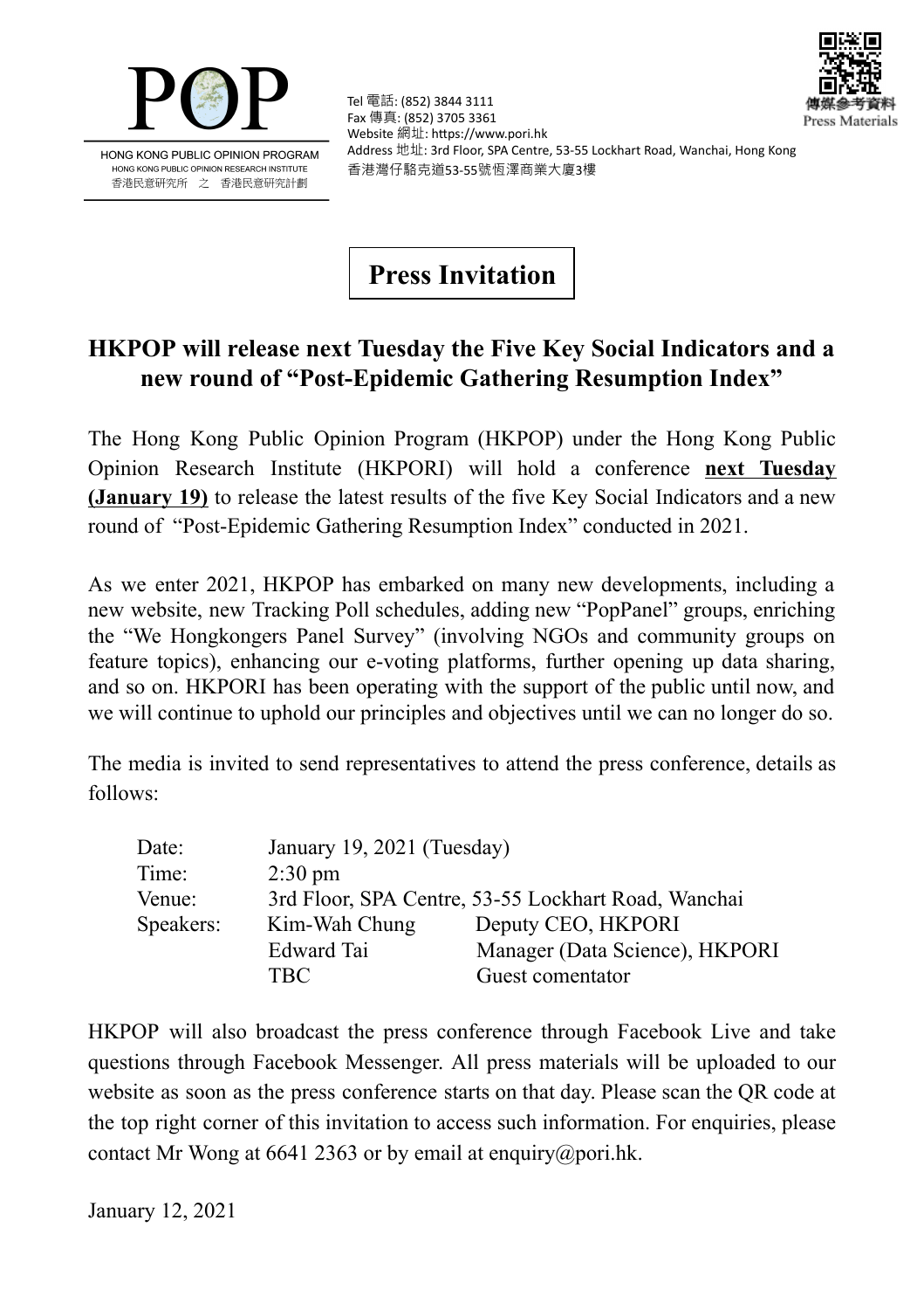POP

HONG KONG PUBLIC OPINION PROGRAM
HONG KONG PUBLIC OPINION RESEARCH INSTITUTE
香港民意研究所 之 香港民意研究計劃

Tel 電話: (852) 3844 3111
Fax 傳真: (852) 3705 3361
Website 網址: https://www.pori.hk
Address 地址: 3rd Floor, SPA Centre, 53-55 Lockhart Road, Wanchai, Hong Kong
香港灣仔駱克道53-55號恒澤商業大廈3樓

傳媒參考資料
Press Materials

# Press Invitation

## HKPOP will release next Tuesday the Five Key Social Indicators and a new round of "Post-Epidemic Gathering Resumption Index"

The Hong Kong Public Opinion Program (HKPOP) under the Hong Kong Public Opinion Research Institute (HKPORI) will hold a conference **next Tuesday (January 19)** to release the latest results of the five Key Social Indicators and a new round of "Post-Epidemic Gathering Resumption Index" conducted in 2021.

As we enter 2021, HKPOP has embarked on many new developments, including a new website, new Tracking Poll schedules, adding new "PopPanel" groups, enriching the "We Hongkongers Panel Survey" (involving NGOs and community groups on feature topics), enhancing our e-voting platforms, further opening up data sharing, and so on. HKPORI has been operating with the support of the public until now, and we will continue to uphold our principles and objectives until we can no longer do so.

The media is invited to send representatives to attend the press conference, details as follows:

| | | |
|---|---|---|
| Date: | January 19, 2021 (Tuesday) | |
| Time: | 2:30 pm | |
| Venue: | 3rd Floor, SPA Centre, 53-55 Lockhart Road, Wanchai | |
| Speakers: | Kim-Wah Chung | Deputy CEO, HKPORI |
| | Edward Tai | Manager (Data Science), HKPORI |
| | TBC | Guest comentator |

HKPOP will also broadcast the press conference through Facebook Live and take questions through Facebook Messenger. All press materials will be uploaded to our website as soon as the press conference starts on that day. Please scan the QR code at the top right corner of this invitation to access such information. For enquiries, please contact Mr Wong at 6641 2363 or by email at enquiry@pori.hk.

January 12, 2021